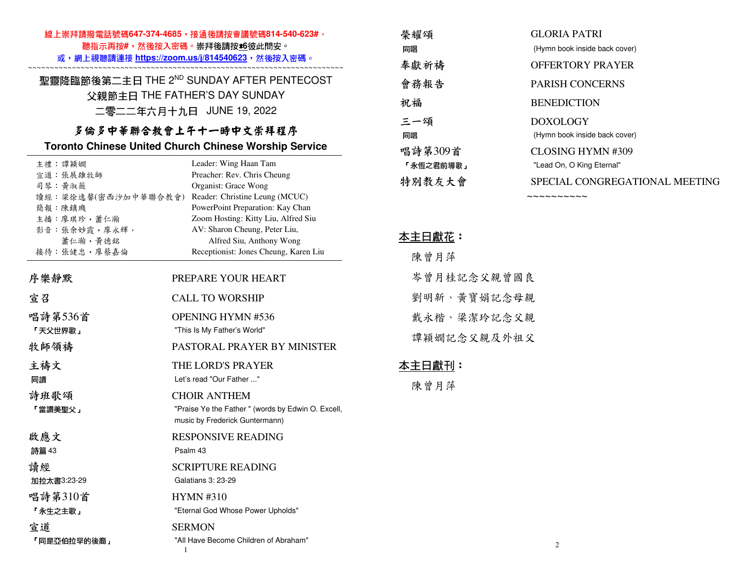線上崇拜請撥電話號碼647-374-4685，接通後請按會議號碼814-540-623#，
聽指示再按#，然後按入密碼。崇拜後請按*6彼此問安。
或，網上視聽請連接 https://zoom.us/j/814540623，然後按入密碼。

~~~~~~~~~~~~~~~~~~~~~~~~~~~~~~~~~~~~~~~~~~~~~~~~~~~~~~~~~~~~~~~~~~~~~~~~~~~~

## 聖靈降臨節後第二主日 THE 2ND SUNDAY AFTER PENTECOST

## 父親節主日 THE FATHER'S DAY SUNDAY

## 二零二二年六月十九日 JUNE 19, 2022

# 多倫多中華聯合教會上午十一時中文崇拜程序

# Toronto Chinese United Church Chinese Worship Service

| | |
|---|---|
| 主禮：譚穎嫺 | Leader: Wing Haan Tam |
| 宣道：張展雄牧師 | Preacher: Rev. Chris Cheung |
| 司琴：黃淑薇 | Organist: Grace Wong |
| 讀經：梁徐逸馨(密西沙加中華聯合教會) | Reader: Christine Leung (MCUC) |
| 簡報：陳鎮璣 | PowerPoint Preparation: Kay Chan |
| 主播：廖琪珍，蕭仁瀚 | Zoom Hosting: Kitty Liu, Alfred Siu |
| 影音：張余妙霞，廖永輝，蕭仁瀚，黃德銘 | AV: Sharon Cheung, Peter Liu, Alfred Siu, Anthony Wong |
| 接待：張健忠，廖蔡嘉倫 | Receptionist: Jones Cheung, Karen Liu |

| | |
|---|---|
| 序樂靜默 | PREPARE YOUR HEART |
| 宣召 | CALL TO WORSHIP |
| 唱詩第536首 「天父世界歌」 | OPENING HYMN #536 "This Is My Father's World" |
| 牧師領禱 | PASTORAL PRAYER BY MINISTER |
| 主禱文 同讀 | THE LORD'S PRAYER Let's read "Our Father ..." |
| 詩班歌頌 「當讚美聖父」 | CHOIR ANTHEM "Praise Ye the Father " (words by Edwin O. Excell, music by Frederick Guntermann) |
| 啟應文 詩篇 43 | RESPONSIVE READING Psalm 43 |
| 讀經 加拉太書3:23-29 | SCRIPTURE READING Galatians 3: 23-29 |
| 唱詩第310首 「永生之主歌」 | HYMN #310 "Eternal God Whose Power Upholds" |
| 宣道 「同是亞伯拉罕的後裔」 | SERMON "All Have Become Children of Abraham" |
| 榮耀頌 同唱 | GLORIA PATRI (Hymn book inside back cover) |
| 奉獻祈禱 | OFFERTORY PRAYER |
| 會務報告 | PARISH CONCERNS |
| 祝福 | BENEDICTION |
| 三一頌 同唱 | DOXOLOGY (Hymn book inside back cover) |
| 唱詩第309首 「永恆之君前導歌」 | CLOSING HYMN #309 "Lead On, O King Eternal" |
| 特別教友大會 | SPECIAL CONGREGATIONAL MEETING |

~~~~~~~~~~

**本主日獻花：**

陳曾月萍

岑曾月桂記念父親曾國良

劉明新、黃寶娟記念母親

戴永楷、梁潔玲記念父親

譚穎嫺記念父親及外祖父

**本主日獻刊：**

陳曾月萍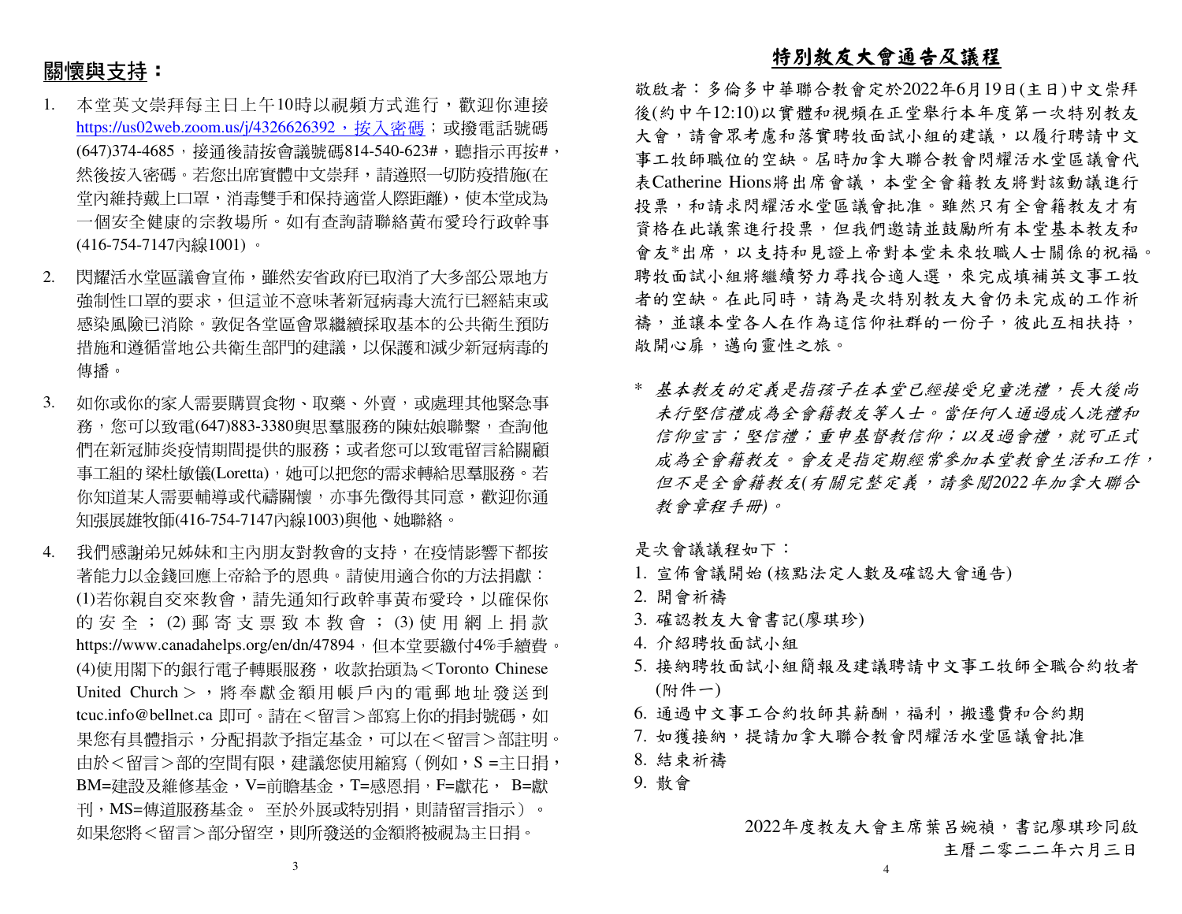## 關懷與支持：

1. 本堂英文崇拜每主日上午10時以視頻方式進行，歡迎你連接 https://us02web.zoom.us/j/4326626392，按入密碼；或撥電話號碼(647)374-4685，接通後請按會議號碼814-540-623#，聽指示再按#，然後按入密碼。若您出席實體中文崇拜，請遵照一切防疫措施(在堂內維持戴上口罩，消毒雙手和保持適當人際距離)，使本堂成為一個安全健康的宗教場所。如有查詢請聯絡黃布愛玲行政幹事(416-754-7147內線1001) 。

2. 閃耀活水堂區議會宣佈，雖然安省政府已取消了大多部公眾地方強制性口罩的要求，但這並不意味著新冠病毒大流行已經結束或感染風險已消除。敦促各堂區會眾繼續採取基本的公共衛生預防措施和遵循當地公共衛生部門的建議，以保護和減少新冠病毒的傳播。

3. 如你或你的家人需要購買食物、取藥、外賣，或處理其他緊急事務，您可以致電(647)883-3380與思羣服務的陳姑娘聯繫，查詢他們在新冠肺炎疫情期間提供的服務；或者您可以致電留言給關顧事工組的梁杜敏儀(Loretta)，她可以把您的需求轉給思羣服務。若你知道某人需要輔導或代禱關懷，亦事先徵得其同意，歡迎你通知張展雄牧師(416-754-7147內線1003)與他、她聯絡。

4. 我們感謝弟兄姊妹和主內朋友對教會的支持，在疫情影響下都按著能力以金錢回應上帝給予的恩典。請使用適合你的方法捐獻：(1)若你親自交來教會，請先通知行政幹事黃布愛玲，以確保你的安全；(2)郵寄支票致本教會；(3)使用網上捐款 https://www.canadahelps.org/en/dn/47894，但本堂要繳付4%手續費。(4)使用閣下的銀行電子轉賬服務，收款抬頭為＜Toronto Chinese United Church＞，將奉獻金額用帳戶內的電郵地址發送到 tcuc.info@bellnet.ca 即可。請在＜留言＞部寫上你的捐封號碼，如果您有具體指示，分配捐款予指定基金，可以在＜留言＞部註明。由於＜留言＞部的空間有限，建議您使用縮寫（例如，S =主日捐，BM=建設及維修基金，V=前瞻基金，T=感恩捐，F=獻花， B=獻刊，MS=傳道服務基金。 至於外展或特別捐，則請留言指示）。如果您將＜留言＞部分留空，則所發送的金額將被視為主日捐。

## 特別教友大會通告及議程

敬啟者：多倫多中華聯合教會定於2022年6月19日(主日)中文崇拜後(約中午12:10)以實體和視頻在正堂舉行本年度第一次特別教友大會，請會眾考慮和落實聘牧面試小組的建議，以履行聘請中文事工牧師職位的空缺。屆時加拿大聯合教會閃耀活水堂區議會代表Catherine Hions將出席會議，本堂全會籍教友將對該動議進行投票，和請求閃耀活水堂區議會批准。雖然只有全會籍教友才有資格在此議案進行投票，但我們邀請並鼓勵所有本堂基本教友和會友*出席，以支持和見證上帝對本堂未來牧職人士關係的祝福。聘牧面試小組將繼續努力尋找合適人選，來完成填補英文事工牧者的空缺。在此同時，請為是次特別教友大會仍未完成的工作祈禱，並讓本堂各人在作為這信仰社群的一份子，彼此互相扶持，敞開心扉，邁向靈性之旅。

\* *基本教友的定義是指孩子在本堂已經接受兒童洗禮，長大後尚未行堅信禮成為全會籍教友等人士。當任何人通過成人洗禮和信仰宣言；堅信禮；重申基督教信仰；以及過會禮，就可正式成為全會籍教友。會友是指定期經常參加本堂教會生活和工作，但不是全會籍教友(有關完整定義，請參閱2022年加拿大聯合教會章程手冊)。*

是次會議議程如下：

1. 宣佈會議開始 (核點法定人數及確認大會通告)
2. 開會祈禱
3. 確認教友大會書記(廖琪珍)
4. 介紹聘牧面試小組
5. 接納聘牧面試小組簡報及建議聘請中文事工牧師全職合約牧者(附件一)
6. 通過中文事工合約牧師其薪酬，福利，搬遷費和合約期
7. 如獲接納，提請加拿大聯合教會閃耀活水堂區議會批准
8. 結束祈禱
9. 散會

2022年度教友大會主席葉呂婉禎，書記廖琪珍同啟
主曆二零二二年六月三日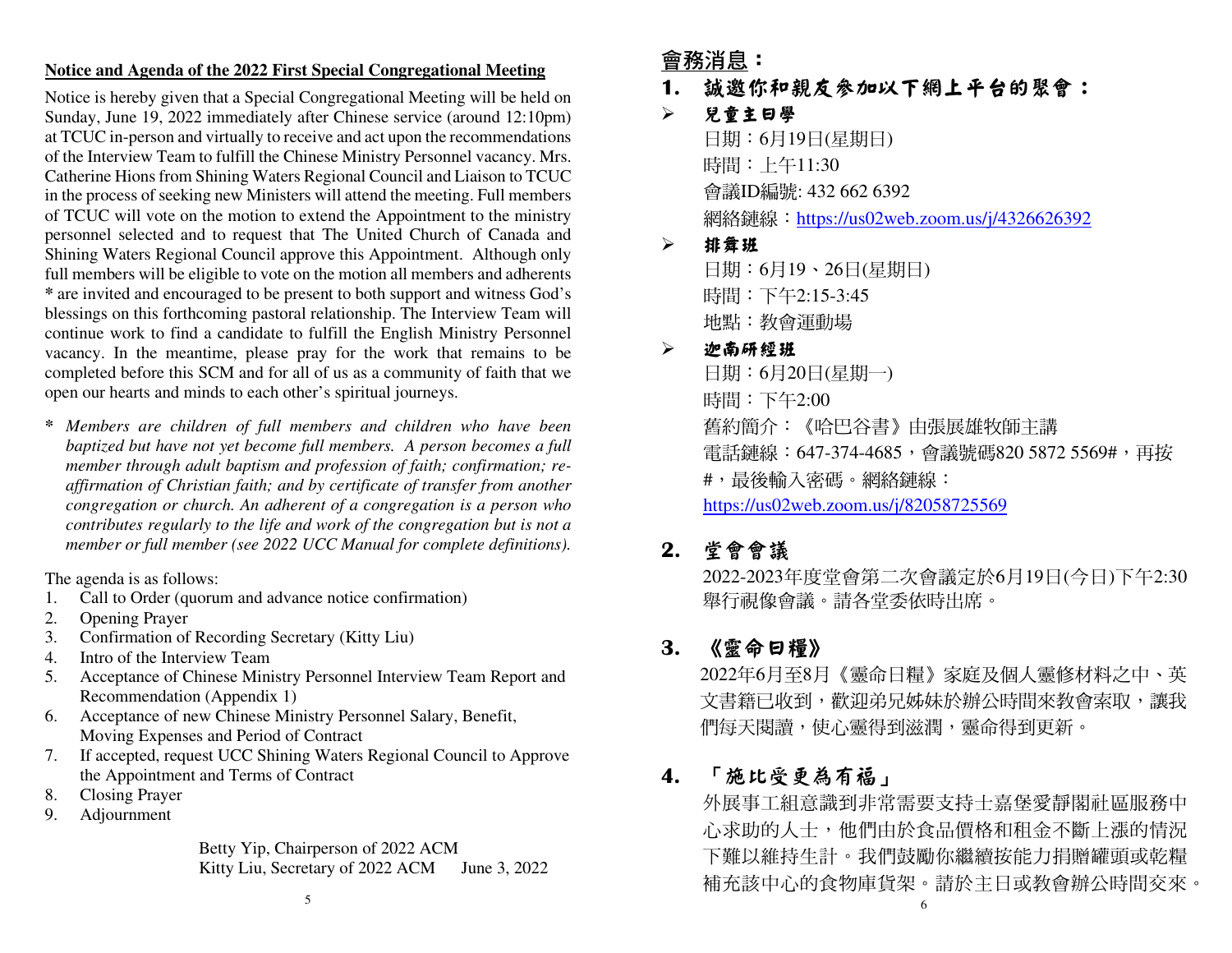**Notice and Agenda of the 2022 First Special Congregational Meeting**

Notice is hereby given that a Special Congregational Meeting will be held on Sunday, June 19, 2022 immediately after Chinese service (around 12:10pm) at TCUC in-person and virtually to receive and act upon the recommendations of the Interview Team to fulfill the Chinese Ministry Personnel vacancy. Mrs. Catherine Hions from Shining Waters Regional Council and Liaison to TCUC in the process of seeking new Ministers will attend the meeting. Full members of TCUC will vote on the motion to extend the Appointment to the ministry personnel selected and to request that The United Church of Canada and Shining Waters Regional Council approve this Appointment. Although only full members will be eligible to vote on the motion all members and adherents * are invited and encouraged to be present to both support and witness God's blessings on this forthcoming pastoral relationship. The Interview Team will continue work to find a candidate to fulfill the English Ministry Personnel vacancy. In the meantime, please pray for the work that remains to be completed before this SCM and for all of us as a community of faith that we open our hearts and minds to each other's spiritual journeys.

\* *Members are children of full members and children who have been baptized but have not yet become full members. A person becomes a full member through adult baptism and profession of faith; confirmation; re-affirmation of Christian faith; and by certificate of transfer from another congregation or church. An adherent of a congregation is a person who contributes regularly to the life and work of the congregation but is not a member or full member (see 2022 UCC Manual for complete definitions).*

The agenda is as follows:

1. Call to Order (quorum and advance notice confirmation)
2. Opening Prayer
3. Confirmation of Recording Secretary (Kitty Liu)
4. Intro of the Interview Team
5. Acceptance of Chinese Ministry Personnel Interview Team Report and Recommendation (Appendix 1)
6. Acceptance of new Chinese Ministry Personnel Salary, Benefit, Moving Expenses and Period of Contract
7. If accepted, request UCC Shining Waters Regional Council to Approve the Appointment and Terms of Contract
8. Closing Prayer
9. Adjournment

Betty Yip, Chairperson of 2022 ACM
Kitty Liu, Secretary of 2022 ACM June 3, 2022

## 會務消息：

### 1. 誠邀你和親友參加以下網上平台的聚會：

- **兒童主日學**
  日期：6月19日(星期日)
  時間：上午11:30
  會議ID編號: 432 662 6392
  網絡鏈線：https://us02web.zoom.us/j/4326626392

- **排舞班**
  日期：6月19、26日(星期日)
  時間：下午2:15-3:45
  地點：教會運動場

- **迦南研經班**
  日期：6月20日(星期一)
  時間：下午2:00
  舊約簡介：《哈巴谷書》由張展雄牧師主講
  電話鏈線：647-374-4685，會議號碼820 5872 5569#，再按#，最後輸入密碼。網絡鏈線：
  https://us02web.zoom.us/j/82058725569

### 2. 堂會會議

2022-2023年度堂會第二次會議定於6月19日(今日)下午2:30舉行視像會議。請各堂委依時出席。

### 3. 《靈命日糧》

2022年6月至8月《靈命日糧》家庭及個人靈修材料之中、英文書籍已收到，歡迎弟兄姊妹於辦公時間來教會索取，讓我們每天閱讀，使心靈得到滋潤，靈命得到更新。

### 4. 「施比受更為有福」

外展事工組意識到非常需要支持士嘉堡愛靜閣社區服務中心求助的人士，他們由於食品價格和租金不斷上漲的情況下難以維持生計。我們鼓勵你繼續按能力捐贈罐頭或乾糧補充該中心的食物庫貨架。請於主日或教會辦公時間交來。